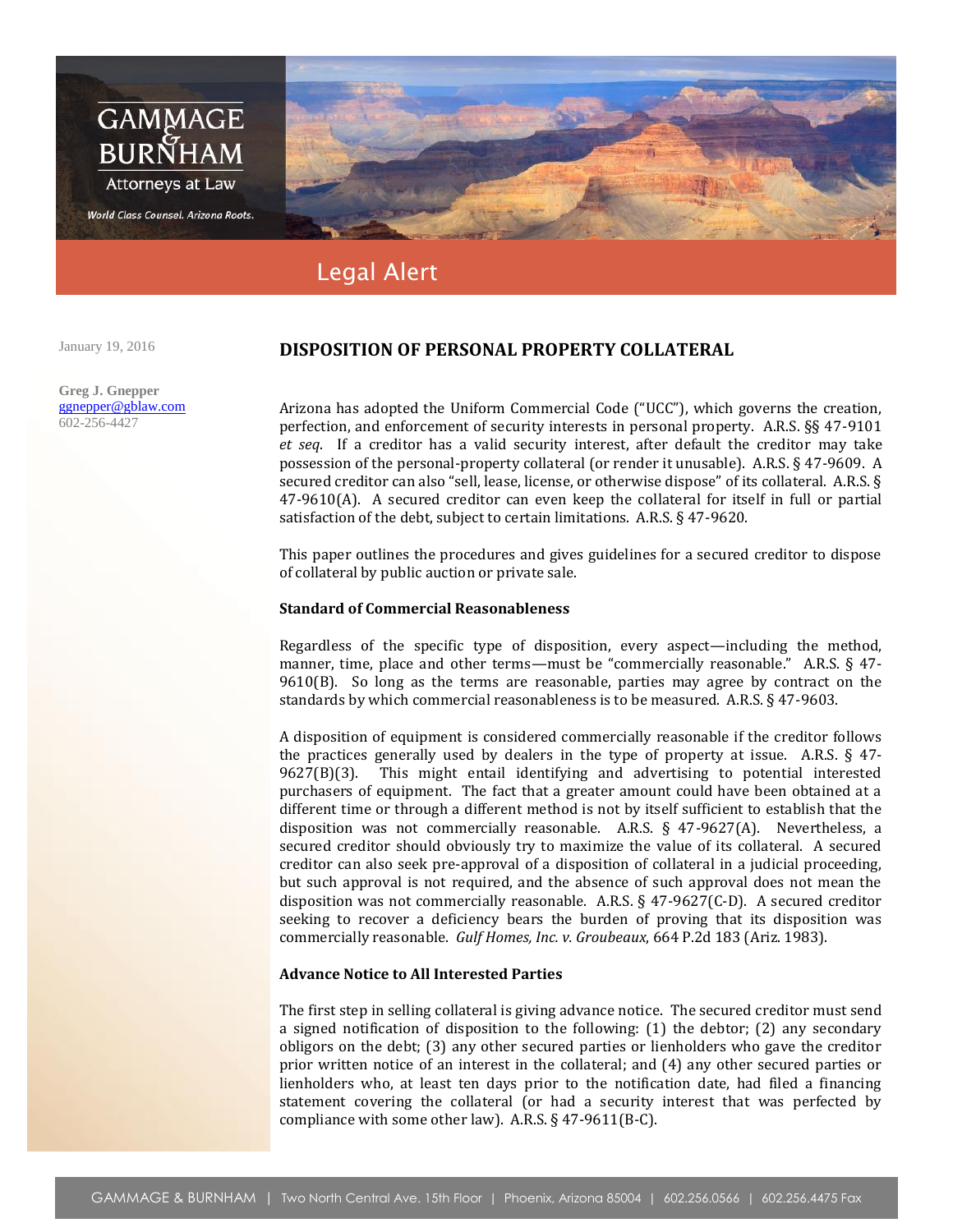GAMMAGE & BURNHAM
Attorneys at Law
World Class Counsel. Arizona Roots.

Legal Alert

January 19, 2016

**Greg J. Gnepper**
ggnepper@gblaw.com
602-256-4427

# DISPOSITION OF PERSONAL PROPERTY COLLATERAL

Arizona has adopted the Uniform Commercial Code ("UCC"), which governs the creation, perfection, and enforcement of security interests in personal property. A.R.S. §§ 47-9101 *et seq.* If a creditor has a valid security interest, after default the creditor may take possession of the personal-property collateral (or render it unusable). A.R.S. § 47-9609. A secured creditor can also "sell, lease, license, or otherwise dispose" of its collateral. A.R.S. § 47-9610(A). A secured creditor can even keep the collateral for itself in full or partial satisfaction of the debt, subject to certain limitations. A.R.S. § 47-9620.

This paper outlines the procedures and gives guidelines for a secured creditor to dispose of collateral by public auction or private sale.

**Standard of Commercial Reasonableness**

Regardless of the specific type of disposition, every aspect—including the method, manner, time, place and other terms—must be "commercially reasonable." A.R.S. § 47-9610(B). So long as the terms are reasonable, parties may agree by contract on the standards by which commercial reasonableness is to be measured. A.R.S. § 47-9603.

A disposition of equipment is considered commercially reasonable if the creditor follows the practices generally used by dealers in the type of property at issue. A.R.S. § 47-9627(B)(3). This might entail identifying and advertising to potential interested purchasers of equipment. The fact that a greater amount could have been obtained at a different time or through a different method is not by itself sufficient to establish that the disposition was not commercially reasonable. A.R.S. § 47-9627(A). Nevertheless, a secured creditor should obviously try to maximize the value of its collateral. A secured creditor can also seek pre-approval of a disposition of collateral in a judicial proceeding, but such approval is not required, and the absence of such approval does not mean the disposition was not commercially reasonable. A.R.S. § 47-9627(C-D). A secured creditor seeking to recover a deficiency bears the burden of proving that its disposition was commercially reasonable. *Gulf Homes, Inc. v. Groubeaux*, 664 P.2d 183 (Ariz. 1983).

**Advance Notice to All Interested Parties**

The first step in selling collateral is giving advance notice. The secured creditor must send a signed notification of disposition to the following: (1) the debtor; (2) any secondary obligors on the debt; (3) any other secured parties or lienholders who gave the creditor prior written notice of an interest in the collateral; and (4) any other secured parties or lienholders who, at least ten days prior to the notification date, had filed a financing statement covering the collateral (or had a security interest that was perfected by compliance with some other law). A.R.S. § 47-9611(B-C).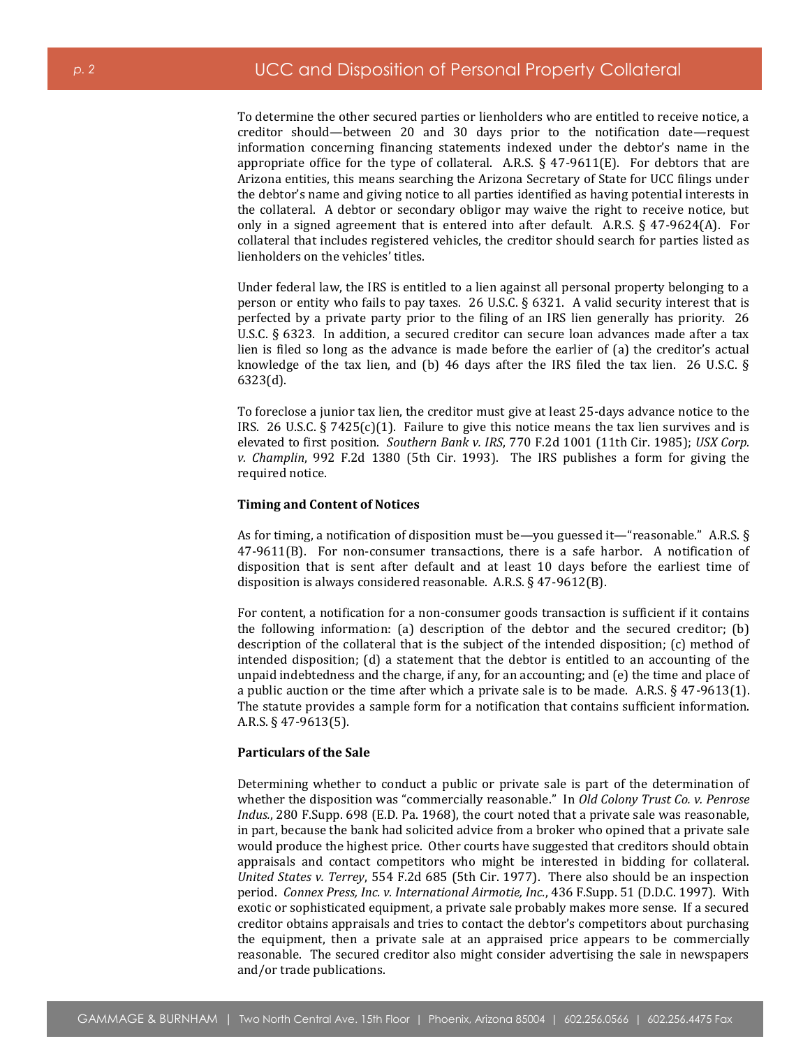To determine the other secured parties or lienholders who are entitled to receive notice, a creditor should—between 20 and 30 days prior to the notification date—request information concerning financing statements indexed under the debtor's name in the appropriate office for the type of collateral. A.R.S. § 47-9611(E). For debtors that are Arizona entities, this means searching the Arizona Secretary of State for UCC filings under the debtor's name and giving notice to all parties identified as having potential interests in the collateral. A debtor or secondary obligor may waive the right to receive notice, but only in a signed agreement that is entered into after default. A.R.S. § 47-9624(A). For collateral that includes registered vehicles, the creditor should search for parties listed as lienholders on the vehicles' titles.

Under federal law, the IRS is entitled to a lien against all personal property belonging to a person or entity who fails to pay taxes. 26 U.S.C. § 6321. A valid security interest that is perfected by a private party prior to the filing of an IRS lien generally has priority. 26 U.S.C. § 6323. In addition, a secured creditor can secure loan advances made after a tax lien is filed so long as the advance is made before the earlier of (a) the creditor's actual knowledge of the tax lien, and (b) 46 days after the IRS filed the tax lien. 26 U.S.C. § 6323(d).

To foreclose a junior tax lien, the creditor must give at least 25-days advance notice to the IRS. 26 U.S.C. § 7425(c)(1). Failure to give this notice means the tax lien survives and is elevated to first position. *Southern Bank v. IRS*, 770 F.2d 1001 (11th Cir. 1985); *USX Corp. v. Champlin*, 992 F.2d 1380 (5th Cir. 1993). The IRS publishes a form for giving the required notice.

**Timing and Content of Notices**

As for timing, a notification of disposition must be—you guessed it—"reasonable." A.R.S. § 47-9611(B). For non-consumer transactions, there is a safe harbor. A notification of disposition that is sent after default and at least 10 days before the earliest time of disposition is always considered reasonable. A.R.S. § 47-9612(B).

For content, a notification for a non-consumer goods transaction is sufficient if it contains the following information: (a) description of the debtor and the secured creditor; (b) description of the collateral that is the subject of the intended disposition; (c) method of intended disposition; (d) a statement that the debtor is entitled to an accounting of the unpaid indebtedness and the charge, if any, for an accounting; and (e) the time and place of a public auction or the time after which a private sale is to be made. A.R.S. § 47-9613(1). The statute provides a sample form for a notification that contains sufficient information. A.R.S. § 47-9613(5).

**Particulars of the Sale**

Determining whether to conduct a public or private sale is part of the determination of whether the disposition was "commercially reasonable." In *Old Colony Trust Co. v. Penrose Indus.*, 280 F.Supp. 698 (E.D. Pa. 1968), the court noted that a private sale was reasonable, in part, because the bank had solicited advice from a broker who opined that a private sale would produce the highest price. Other courts have suggested that creditors should obtain appraisals and contact competitors who might be interested in bidding for collateral. *United States v. Terrey*, 554 F.2d 685 (5th Cir. 1977). There also should be an inspection period. *Connex Press, Inc. v. International Airmotie, Inc.*, 436 F.Supp. 51 (D.D.C. 1997). With exotic or sophisticated equipment, a private sale probably makes more sense. If a secured creditor obtains appraisals and tries to contact the debtor's competitors about purchasing the equipment, then a private sale at an appraised price appears to be commercially reasonable. The secured creditor also might consider advertising the sale in newspapers and/or trade publications.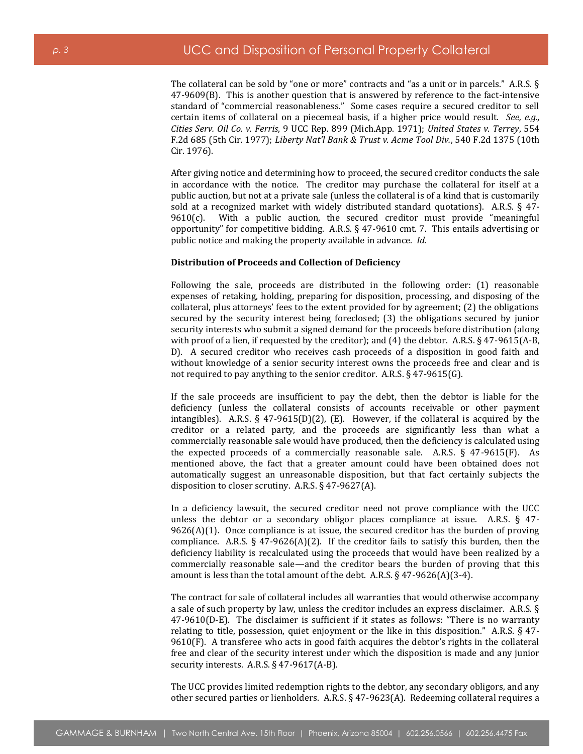The collateral can be sold by "one or more" contracts and "as a unit or in parcels." A.R.S. § 47-9609(B). This is another question that is answered by reference to the fact-intensive standard of "commercial reasonableness." Some cases require a secured creditor to sell certain items of collateral on a piecemeal basis, if a higher price would result. *See, e.g., Cities Serv. Oil Co. v. Ferris*, 9 UCC Rep. 899 (Mich.App. 1971); *United States v. Terrey*, 554 F.2d 685 (5th Cir. 1977); *Liberty Nat'l Bank & Trust v. Acme Tool Div.*, 540 F.2d 1375 (10th Cir. 1976).

After giving notice and determining how to proceed, the secured creditor conducts the sale in accordance with the notice. The creditor may purchase the collateral for itself at a public auction, but not at a private sale (unless the collateral is of a kind that is customarily sold at a recognized market with widely distributed standard quotations). A.R.S. § 47-9610(c). With a public auction, the secured creditor must provide "meaningful opportunity" for competitive bidding. A.R.S. § 47-9610 cmt. 7. This entails advertising or public notice and making the property available in advance. *Id.*

**Distribution of Proceeds and Collection of Deficiency**

Following the sale, proceeds are distributed in the following order: (1) reasonable expenses of retaking, holding, preparing for disposition, processing, and disposing of the collateral, plus attorneys' fees to the extent provided for by agreement; (2) the obligations secured by the security interest being foreclosed; (3) the obligations secured by junior security interests who submit a signed demand for the proceeds before distribution (along with proof of a lien, if requested by the creditor); and (4) the debtor. A.R.S. § 47-9615(A-B, D). A secured creditor who receives cash proceeds of a disposition in good faith and without knowledge of a senior security interest owns the proceeds free and clear and is not required to pay anything to the senior creditor. A.R.S. § 47-9615(G).

If the sale proceeds are insufficient to pay the debt, then the debtor is liable for the deficiency (unless the collateral consists of accounts receivable or other payment intangibles). A.R.S. § 47-9615(D)(2), (E). However, if the collateral is acquired by the creditor or a related party, and the proceeds are significantly less than what a commercially reasonable sale would have produced, then the deficiency is calculated using the expected proceeds of a commercially reasonable sale. A.R.S. § 47-9615(F). As mentioned above, the fact that a greater amount could have been obtained does not automatically suggest an unreasonable disposition, but that fact certainly subjects the disposition to closer scrutiny. A.R.S. § 47-9627(A).

In a deficiency lawsuit, the secured creditor need not prove compliance with the UCC unless the debtor or a secondary obligor places compliance at issue. A.R.S. § 47-9626(A)(1). Once compliance is at issue, the secured creditor has the burden of proving compliance. A.R.S. § 47-9626(A)(2). If the creditor fails to satisfy this burden, then the deficiency liability is recalculated using the proceeds that would have been realized by a commercially reasonable sale—and the creditor bears the burden of proving that this amount is less than the total amount of the debt. A.R.S. § 47-9626(A)(3-4).

The contract for sale of collateral includes all warranties that would otherwise accompany a sale of such property by law, unless the creditor includes an express disclaimer. A.R.S. § 47-9610(D-E). The disclaimer is sufficient if it states as follows: "There is no warranty relating to title, possession, quiet enjoyment or the like in this disposition." A.R.S. § 47-9610(F). A transferee who acts in good faith acquires the debtor's rights in the collateral free and clear of the security interest under which the disposition is made and any junior security interests. A.R.S. § 47-9617(A-B).

The UCC provides limited redemption rights to the debtor, any secondary obligors, and any other secured parties or lienholders. A.R.S. § 47-9623(A). Redeeming collateral requires a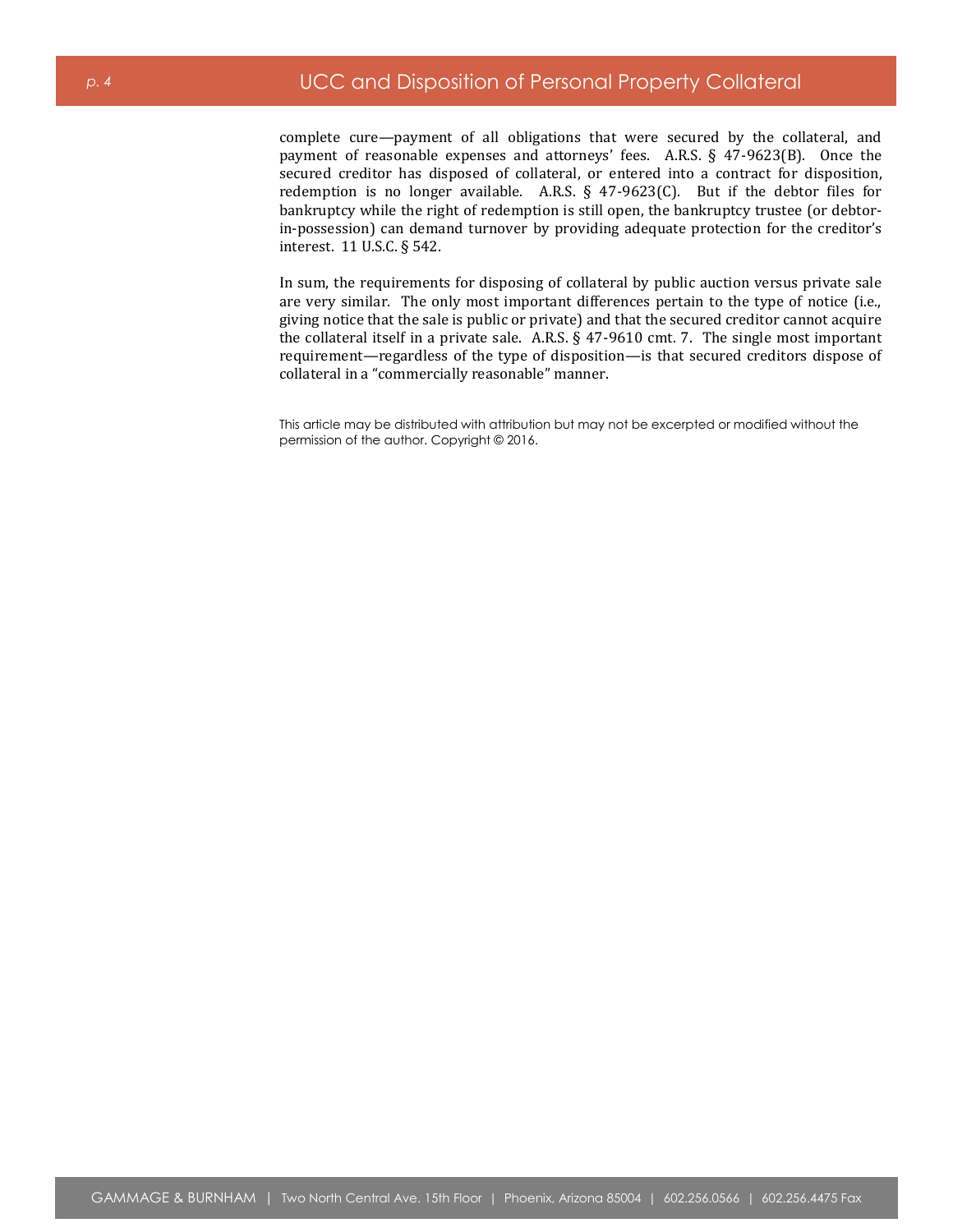complete cure—payment of all obligations that were secured by the collateral, and payment of reasonable expenses and attorneys' fees. A.R.S. § 47-9623(B). Once the secured creditor has disposed of collateral, or entered into a contract for disposition, redemption is no longer available. A.R.S. § 47-9623(C). But if the debtor files for bankruptcy while the right of redemption is still open, the bankruptcy trustee (or debtor-in-possession) can demand turnover by providing adequate protection for the creditor's interest. 11 U.S.C. § 542.

In sum, the requirements for disposing of collateral by public auction versus private sale are very similar. The only most important differences pertain to the type of notice (i.e., giving notice that the sale is public or private) and that the secured creditor cannot acquire the collateral itself in a private sale. A.R.S. § 47-9610 cmt. 7. The single most important requirement—regardless of the type of disposition—is that secured creditors dispose of collateral in a "commercially reasonable" manner.

This article may be distributed with attribution but may not be excerpted or modified without the permission of the author. Copyright © 2016.